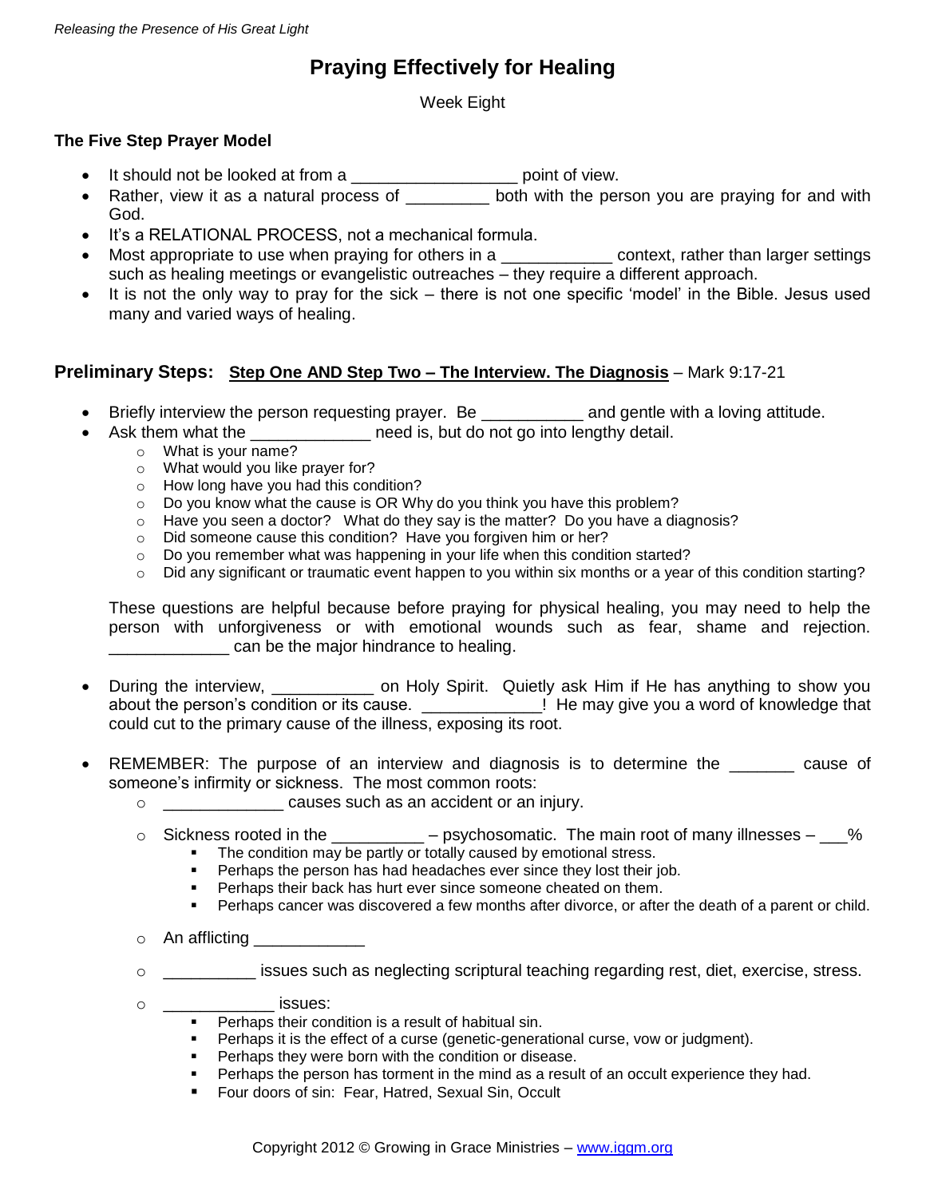# Praying Effectively for Healing

Week Eight

### The Five Step Prayer Model

- It should not be looked at from a _________________ point of view.
- Rather, view it as a natural process of _________ both with the person you are praying for and with God.
- It's a RELATIONAL PROCESS, not a mechanical formula.
- Most appropriate to use when praying for others in a ___________ context, rather than larger settings such as healing meetings or evangelistic outreaches – they require a different approach.
- It is not the only way to pray for the sick – there is not one specific 'model' in the Bible. Jesus used many and varied ways of healing.

### Preliminary Steps: <u>Step One AND Step Two – The Interview. The Diagnosis</u> – Mark 9:17-21

- Briefly interview the person requesting prayer. Be ___________ and gentle with a loving attitude.
- Ask them what the ____________ need is, but do not go into lengthy detail.
  - What is your name?
  - What would you like prayer for?
  - How long have you had this condition?
  - Do you know what the cause is OR Why do you think you have this problem?
  - Have you seen a doctor? What do they say is the matter? Do you have a diagnosis?
  - Did someone cause this condition? Have you forgiven him or her?
  - Do you remember what was happening in your life when this condition started?
  - Did any significant or traumatic event happen to you within six months or a year of this condition starting?

  These questions are helpful because before praying for physical healing, you may need to help the person with unforgiveness or with emotional wounds such as fear, shame and rejection. ____________ can be the major hindrance to healing.

- During the interview, ___________ on Holy Spirit. Quietly ask Him if He has anything to show you about the person's condition or its cause. ____________! He may give you a word of knowledge that could cut to the primary cause of the illness, exposing its root.

- REMEMBER: The purpose of an interview and diagnosis is to determine the _______ cause of someone's infirmity or sickness. The most common roots:
  - ____________ causes such as an accident or an injury.
  - Sickness rooted in the __________ – psychosomatic. The main root of many illnesses – ___%
    - The condition may be partly or totally caused by emotional stress.
    - Perhaps the person has had headaches ever since they lost their job.
    - Perhaps their back has hurt ever since someone cheated on them.
    - Perhaps cancer was discovered a few months after divorce, or after the death of a parent or child.
  - An afflicting ____________
  - __________ issues such as neglecting scriptural teaching regarding rest, diet, exercise, stress.
  - ____________ issues:
    - Perhaps their condition is a result of habitual sin.
    - Perhaps it is the effect of a curse (genetic-generational curse, vow or judgment).
    - Perhaps they were born with the condition or disease.
    - Perhaps the person has torment in the mind as a result of an occult experience they had.
    - Four doors of sin: Fear, Hatred, Sexual Sin, Occult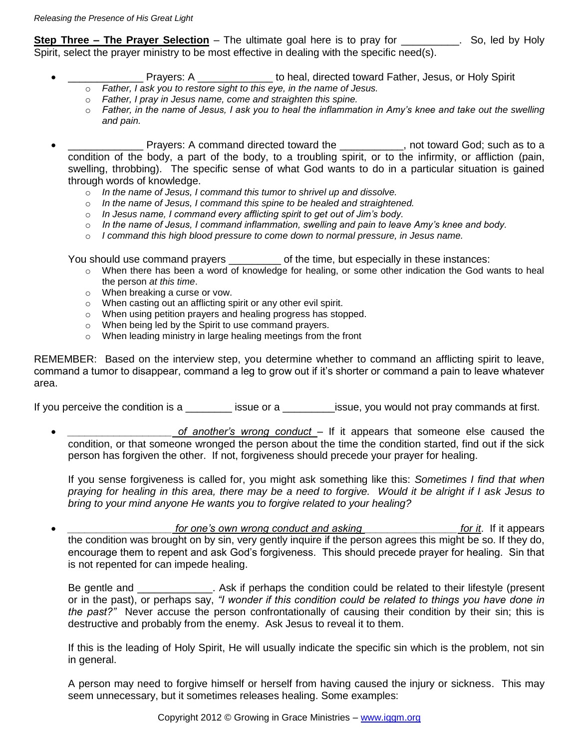**Step Three – The Prayer Selection** – The ultimate goal here is to pray for __________. So, led by Holy Spirit, select the prayer ministry to be most effective in dealing with the specific need(s).

- _____________ Prayers: A _____________ to heal, directed toward Father, Jesus, or Holy Spirit
  - *Father, I ask you to restore sight to this eye, in the name of Jesus.*
  - *Father, I pray in Jesus name, come and straighten this spine.*
  - *Father, in the name of Jesus, I ask you to heal the inflammation in Amy's knee and take out the swelling and pain.*

- _____________ Prayers: A command directed toward the ___________, not toward God; such as to a condition of the body, a part of the body, to a troubling spirit, or to the infirmity, or affliction (pain, swelling, throbbing). The specific sense of what God wants to do in a particular situation is gained through words of knowledge.
  - *In the name of Jesus, I command this tumor to shrivel up and dissolve.*
  - *In the name of Jesus, I command this spine to be healed and straightened.*
  - *In Jesus name, I command every afflicting spirit to get out of Jim's body.*
  - *In the name of Jesus, I command inflammation, swelling and pain to leave Amy's knee and body.*
  - *I command this high blood pressure to come down to normal pressure, in Jesus name.*

  You should use command prayers _________ of the time, but especially in these instances:
  - When there has been a word of knowledge for healing, or some other indication the God wants to heal the person *at this time*.
  - When breaking a curse or vow.
  - When casting out an afflicting spirit or any other evil spirit.
  - When using petition prayers and healing progress has stopped.
  - When being led by the Spirit to use command prayers.
  - When leading ministry in large healing meetings from the front

REMEMBER: Based on the interview step, you determine whether to command an afflicting spirit to leave, command a tumor to disappear, command a leg to grow out if it's shorter or command a pain to leave whatever area.

If you perceive the condition is a ________ issue or a _________issue, you would not pray commands at first.

- *__________________ of another's wrong conduct* – If it appears that someone else caused the condition, or that someone wronged the person about the time the condition started, find out if the sick person has forgiven the other. If not, forgiveness should precede your prayer for healing.

  If you sense forgiveness is called for, you might ask something like this: *Sometimes I find that when praying for healing in this area, there may be a need to forgive. Would it be alright if I ask Jesus to bring to your mind anyone He wants you to forgive related to your healing?*

- *__________________ for one's own wrong conduct and asking ________________ for it*. If it appears the condition was brought on by sin, very gently inquire if the person agrees this might be so. If they do, encourage them to repent and ask God's forgiveness. This should precede prayer for healing. Sin that is not repented for can impede healing.

  Be gentle and _____________. Ask if perhaps the condition could be related to their lifestyle (present or in the past), or perhaps say, *"I wonder if this condition could be related to things you have done in the past?"* Never accuse the person confrontationally of causing their condition by their sin; this is destructive and probably from the enemy. Ask Jesus to reveal it to them.

  If this is the leading of Holy Spirit, He will usually indicate the specific sin which is the problem, not sin in general.

  A person may need to forgive himself or herself from having caused the injury or sickness. This may seem unnecessary, but it sometimes releases healing. Some examples: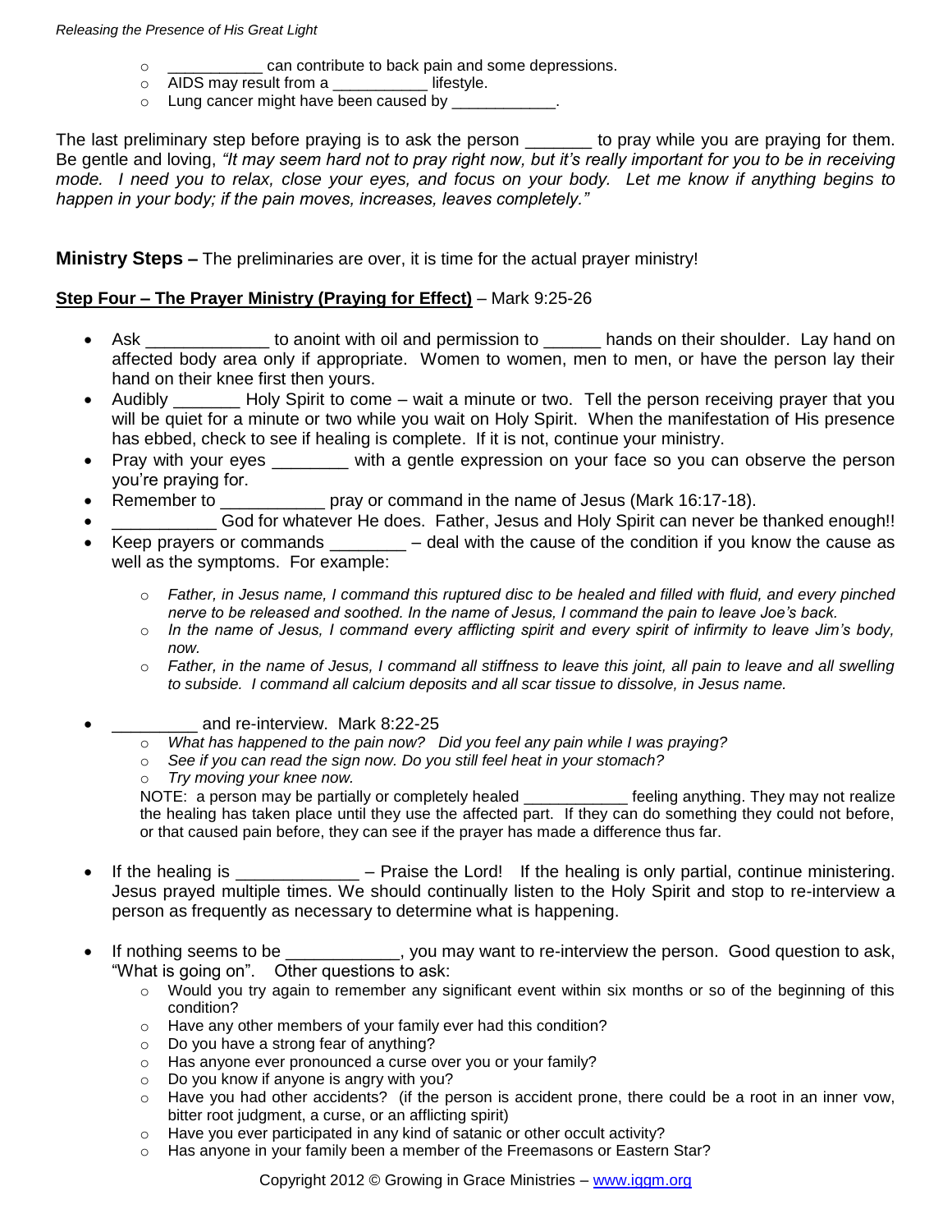- ___________ can contribute to back pain and some depressions.
- AIDS may result from a ___________ lifestyle.
- Lung cancer might have been caused by ____________.

The last preliminary step before praying is to ask the person _______ to pray while you are praying for them. Be gentle and loving, *"It may seem hard not to pray right now, but it's really important for you to be in receiving mode. I need you to relax, close your eyes, and focus on your body. Let me know if anything begins to happen in your body; if the pain moves, increases, leaves completely."*

**Ministry Steps –** The preliminaries are over, it is time for the actual prayer ministry!

**<u>Step Four – The Prayer Ministry (Praying for Effect)</u>** – Mark 9:25-26

- Ask _____________ to anoint with oil and permission to ______ hands on their shoulder. Lay hand on affected body area only if appropriate. Women to women, men to men, or have the person lay their hand on their knee first then yours.
- Audibly _______ Holy Spirit to come – wait a minute or two. Tell the person receiving prayer that you will be quiet for a minute or two while you wait on Holy Spirit. When the manifestation of His presence has ebbed, check to see if healing is complete. If it is not, continue your ministry.
- Pray with your eyes ________ with a gentle expression on your face so you can observe the person you're praying for.
- Remember to ___________ pray or command in the name of Jesus (Mark 16:17-18).
- ___________ God for whatever He does. Father, Jesus and Holy Spirit can never be thanked enough!!
- Keep prayers or commands ________ – deal with the cause of the condition if you know the cause as well as the symptoms. For example:
  - *Father, in Jesus name, I command this ruptured disc to be healed and filled with fluid, and every pinched nerve to be released and soothed. In the name of Jesus, I command the pain to leave Joe's back.*
  - *In the name of Jesus, I command every afflicting spirit and every spirit of infirmity to leave Jim's body, now.*
  - *Father, in the name of Jesus, I command all stiffness to leave this joint, all pain to leave and all swelling to subside. I command all calcium deposits and all scar tissue to dissolve, in Jesus name.*

- _________ and re-interview. Mark 8:22-25
  - *What has happened to the pain now? Did you feel any pain while I was praying?*
  - *See if you can read the sign now. Do you still feel heat in your stomach?*
  - *Try moving your knee now.*

  NOTE: a person may be partially or completely healed ____________ feeling anything. They may not realize the healing has taken place until they use the affected part. If they can do something they could not before, or that caused pain before, they can see if the prayer has made a difference thus far.

- If the healing is _____________ – Praise the Lord! If the healing is only partial, continue ministering. Jesus prayed multiple times. We should continually listen to the Holy Spirit and stop to re-interview a person as frequently as necessary to determine what is happening.

- If nothing seems to be ____________, you may want to re-interview the person. Good question to ask, "What is going on". Other questions to ask:
  - Would you try again to remember any significant event within six months or so of the beginning of this condition?
  - Have any other members of your family ever had this condition?
  - Do you have a strong fear of anything?
  - Has anyone ever pronounced a curse over you or your family?
  - Do you know if anyone is angry with you?
  - Have you had other accidents? (if the person is accident prone, there could be a root in an inner vow, bitter root judgment, a curse, or an afflicting spirit)
  - Have you ever participated in any kind of satanic or other occult activity?
  - Has anyone in your family been a member of the Freemasons or Eastern Star?

Copyright 2012 © Growing in Grace Ministries – www.iggm.org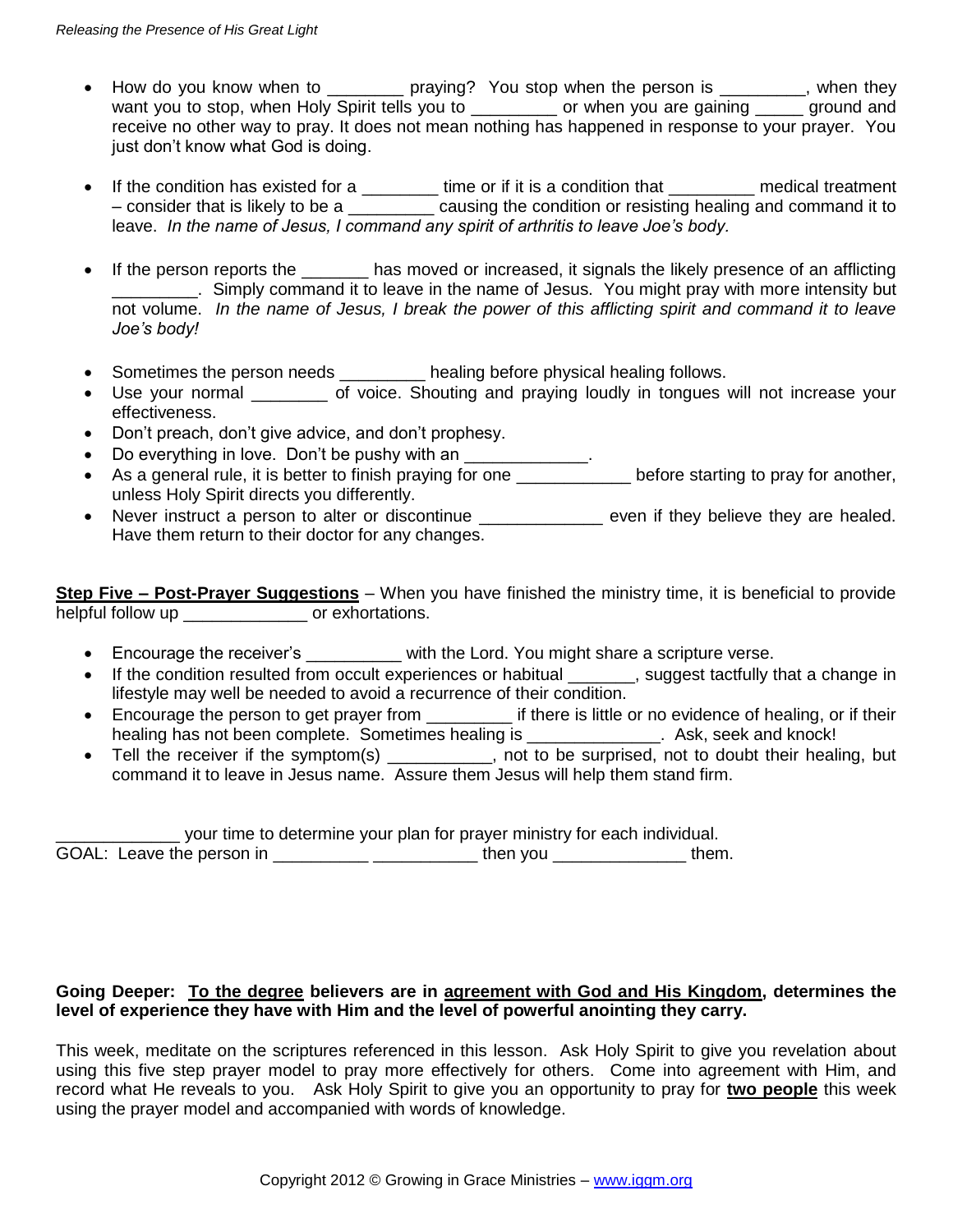- How do you know when to ________ praying? You stop when the person is _________, when they want you to stop, when Holy Spirit tells you to _________ or when you are gaining _____ ground and receive no other way to pray. It does not mean nothing has happened in response to your prayer. You just don't know what God is doing.

- If the condition has existed for a ________ time or if it is a condition that _________ medical treatment – consider that is likely to be a _________ causing the condition or resisting healing and command it to leave. *In the name of Jesus, I command any spirit of arthritis to leave Joe's body.*

- If the person reports the _______ has moved or increased, it signals the likely presence of an afflicting _________. Simply command it to leave in the name of Jesus. You might pray with more intensity but not volume. *In the name of Jesus, I break the power of this afflicting spirit and command it to leave Joe's body!*

- Sometimes the person needs _________ healing before physical healing follows.
- Use your normal ________ of voice. Shouting and praying loudly in tongues will not increase your effectiveness.
- Don't preach, don't give advice, and don't prophesy.
- Do everything in love. Don't be pushy with an _____________.
- As a general rule, it is better to finish praying for one ____________ before starting to pray for another, unless Holy Spirit directs you differently.
- Never instruct a person to alter or discontinue _____________ even if they believe they are healed. Have them return to their doctor for any changes.

<u>**Step Five – Post-Prayer Suggestions**</u> – When you have finished the ministry time, it is beneficial to provide helpful follow up _____________ or exhortations.

- Encourage the receiver's __________ with the Lord. You might share a scripture verse.
- If the condition resulted from occult experiences or habitual _______, suggest tactfully that a change in lifestyle may well be needed to avoid a recurrence of their condition.
- Encourage the person to get prayer from _________ if there is little or no evidence of healing, or if their healing has not been complete. Sometimes healing is ______________. Ask, seek and knock!
- Tell the receiver if the symptom(s) ___________, not to be surprised, not to doubt their healing, but command it to leave in Jesus name. Assure them Jesus will help them stand firm.

_____________ your time to determine your plan for prayer ministry for each individual.
GOAL: Leave the person in __________ ___________ then you ______________ them.

**Going Deeper: <u>To the degree</u> believers are in <u>agreement with God and His Kingdom</u>, determines the level of experience they have with Him and the level of powerful anointing they carry.**

This week, meditate on the scriptures referenced in this lesson. Ask Holy Spirit to give you revelation about using this five step prayer model to pray more effectively for others. Come into agreement with Him, and record what He reveals to you. Ask Holy Spirit to give you an opportunity to pray for <u>**two people**</u> this week using the prayer model and accompanied with words of knowledge.

Copyright 2012 © Growing in Grace Ministries – www.iggm.org